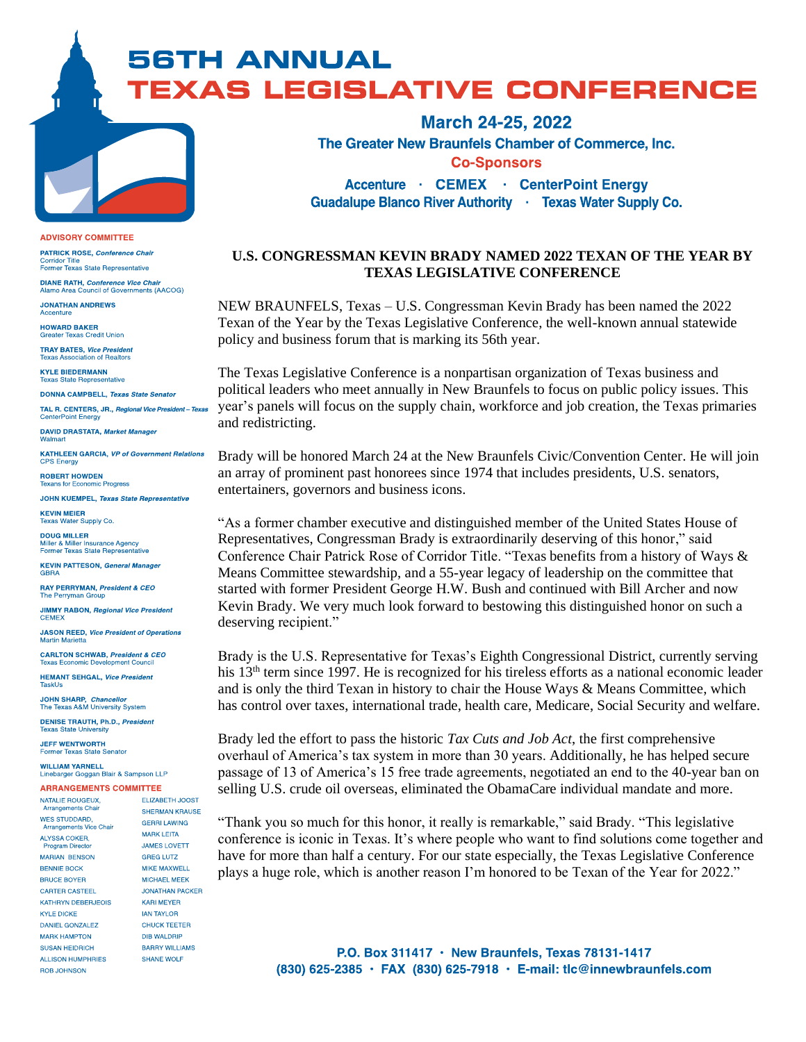# 56TH ANNUAL TEXAS LEGISLATIVE CONFERENCE

**March 24-25, 2022**

**The Greater New Braunfels Chamber of Commerce, Inc.**

**Co-Sponsors**

**Accenture · CEMEX · CenterPoint Energy**
**Guadalupe Blanco River Authority · Texas Water Supply Co.**

**ADVISORY COMMITTEE**

**PATRICK ROSE,** ***Conference Chair***
Corridor Title
Former Texas State Representative

**DIANE RATH,** ***Conference Vice Chair***
Alamo Area Council of Governments (AACOG)

**JONATHAN ANDREWS**
Accenture

**HOWARD BAKER**
Greater Texas Credit Union

**TRAY BATES,** ***Vice President***
Texas Association of Realtors

**KYLE BIEDERMANN**
Texas State Representative

**DONNA CAMPBELL,** ***Texas State Senator***

**TAL R. CENTERS, JR.,** ***Regional Vice President – Texas***
CenterPoint Energy

**DAVID DRASTATA,** ***Market Manager***
Walmart

**KATHLEEN GARCIA,** ***VP of Government Relations***
CPS Energy

**ROBERT HOWDEN**
Texans for Economic Progress

**JOHN KUEMPEL,** ***Texas State Representative***

**KEVIN MEIER**
Texas Water Supply Co.

**DOUG MILLER**
Miller & Miller Insurance Agency
Former Texas State Representative

**KEVIN PATTESON,** ***General Manager***
GBRA

**RAY PERRYMAN,** ***President & CEO***
The Perryman Group

**JIMMY RABON,** ***Regional Vice President***
CEMEX

**JASON REED,** ***Vice President of Operations***
Martin Marietta

**CARLTON SCHWAB,** ***President & CEO***
Texas Economic Development Council

**HEMANT SEHGAL,** ***Vice President***
TaskUs

**JOHN SHARP,** ***Chancellor***
The Texas A&M University System

**DENISE TRAUTH, Ph.D.,** ***President***
Texas State University

**JEFF WENTWORTH**
Former Texas State Senator

**WILLIAM YARNELL**
Linebarger Goggan Blair & Sampson LLP

**ARRANGEMENTS COMMITTEE**

NATALIE ROUGEUX, Arrangements Chair
WES STUDDARD, Arrangements Vice Chair
ALYSSA COKER, Program Director
MARIAN BENSON
BENNIE BOCK
BRUCE BOYER
CARTER CASTEEL
KATHRYN DEBERJEOIS
KYLE DICKE
DANIEL GONZALEZ
MARK HAMPTON
SUSAN HEIDRICH
ALLISON HUMPHRIES
ROB JOHNSON
ELIZABETH JOOST
SHERMAN KRAUSE
GERRI LAWING
MARK LEITA
JAMES LOVETT
GREG LUTZ
MIKE MAXWELL
MICHAEL MEEK
JONATHAN PACKER
KARI MEYER
IAN TAYLOR
CHUCK TEETER
DIB WALDRIP
BARRY WILLIAMS
SHANE WOLF

## U.S. CONGRESSMAN KEVIN BRADY NAMED 2022 TEXAN OF THE YEAR BY TEXAS LEGISLATIVE CONFERENCE

NEW BRAUNFELS, Texas – U.S. Congressman Kevin Brady has been named the 2022 Texan of the Year by the Texas Legislative Conference, the well-known annual statewide policy and business forum that is marking its 56th year.

The Texas Legislative Conference is a nonpartisan organization of Texas business and political leaders who meet annually in New Braunfels to focus on public policy issues. This year's panels will focus on the supply chain, workforce and job creation, the Texas primaries and redistricting.

Brady will be honored March 24 at the New Braunfels Civic/Convention Center. He will join an array of prominent past honorees since 1974 that includes presidents, U.S. senators, entertainers, governors and business icons.

"As a former chamber executive and distinguished member of the United States House of Representatives, Congressman Brady is extraordinarily deserving of this honor," said Conference Chair Patrick Rose of Corridor Title. "Texas benefits from a history of Ways & Means Committee stewardship, and a 55-year legacy of leadership on the committee that started with former President George H.W. Bush and continued with Bill Archer and now Kevin Brady. We very much look forward to bestowing this distinguished honor on such a deserving recipient."

Brady is the U.S. Representative for Texas's Eighth Congressional District, currently serving his 13th term since 1997. He is recognized for his tireless efforts as a national economic leader and is only the third Texan in history to chair the House Ways & Means Committee, which has control over taxes, international trade, health care, Medicare, Social Security and welfare.

Brady led the effort to pass the historic *Tax Cuts and Job Act*, the first comprehensive overhaul of America's tax system in more than 30 years. Additionally, he has helped secure passage of 13 of America's 15 free trade agreements, negotiated an end to the 40-year ban on selling U.S. crude oil overseas, eliminated the ObamaCare individual mandate and more.

"Thank you so much for this honor, it really is remarkable," said Brady. "This legislative conference is iconic in Texas. It's where people who want to find solutions come together and have for more than half a century. For our state especially, the Texas Legislative Conference plays a huge role, which is another reason I'm honored to be Texan of the Year for 2022."

**P.O. Box 311417 · New Braunfels, Texas 78131-1417**
**(830) 625-2385 · FAX (830) 625-7918 · E-mail: tlc@innewbraunfels.com**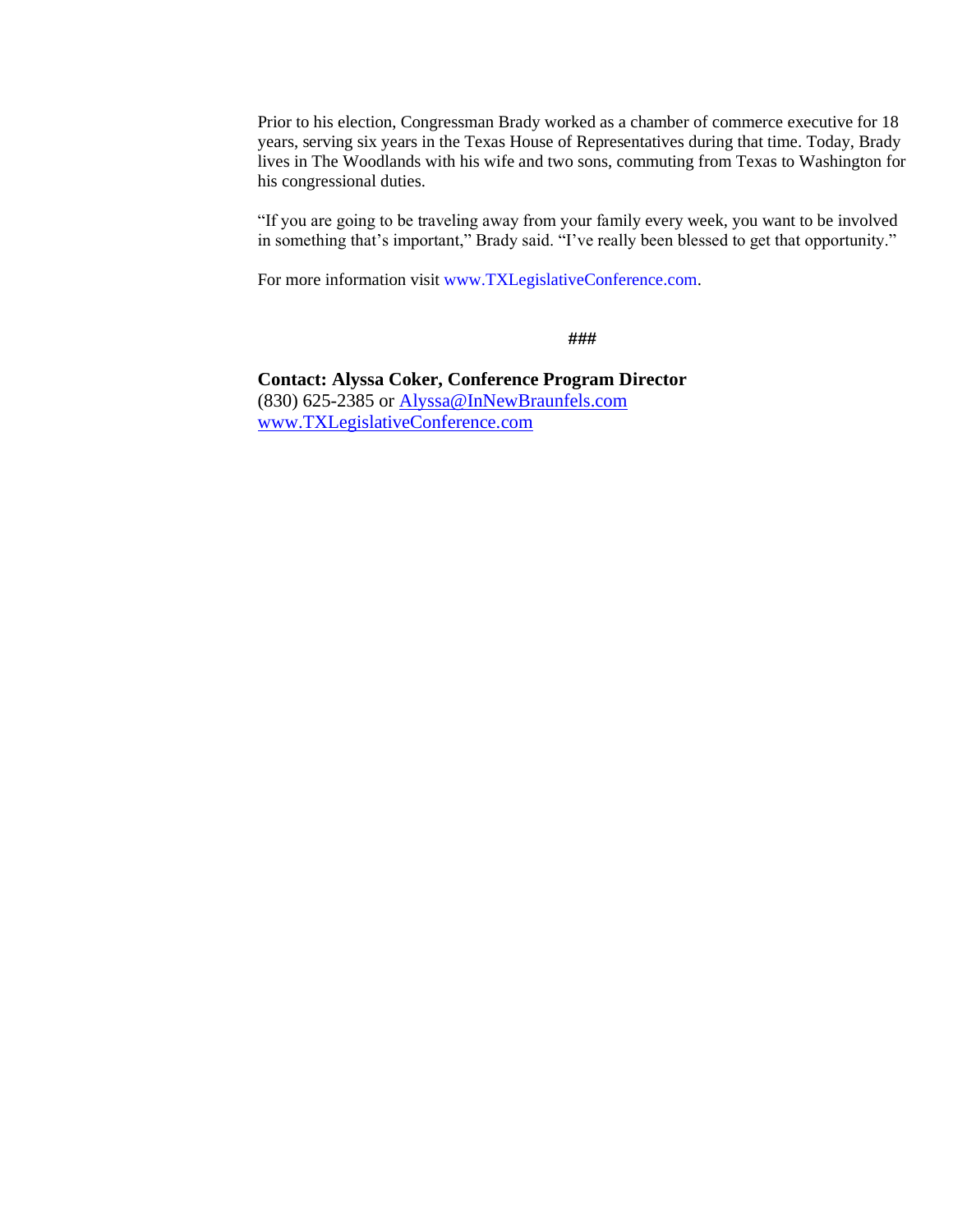Prior to his election, Congressman Brady worked as a chamber of commerce executive for 18 years, serving six years in the Texas House of Representatives during that time. Today, Brady lives in The Woodlands with his wife and two sons, commuting from Texas to Washington for his congressional duties.

"If you are going to be traveling away from your family every week, you want to be involved in something that's important," Brady said. "I've really been blessed to get that opportunity."

For more information visit www.TXLegislativeConference.com.

**###**

**Contact: Alyssa Coker, Conference Program Director**
(830) 625-2385 or Alyssa@InNewBraunfels.com
www.TXLegislativeConference.com